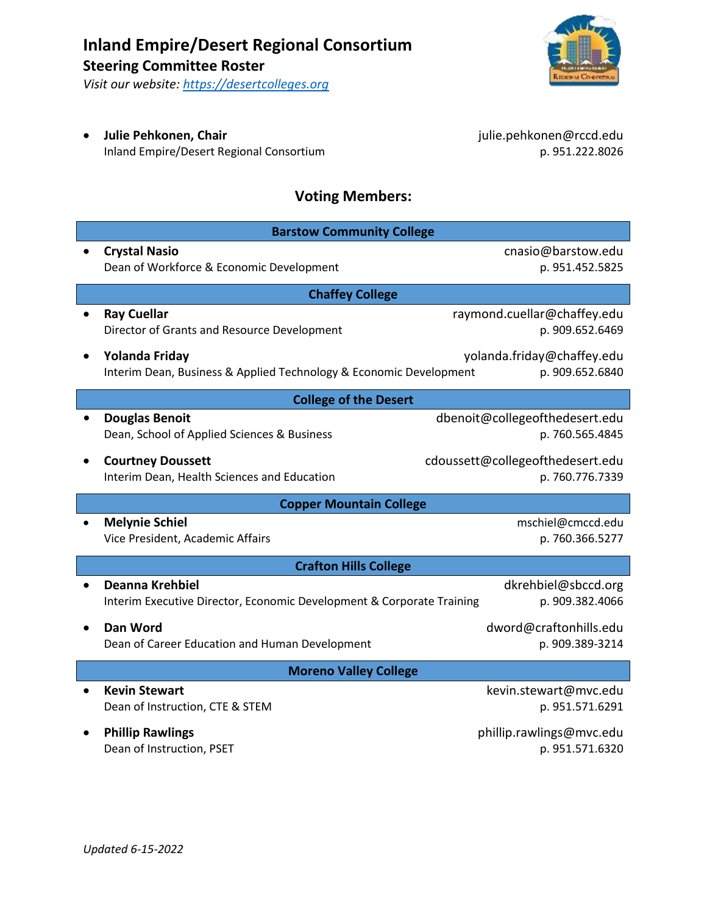# Inland Empire/Desert Regional Consortium

## Steering Committee Roster

*Visit our website: [https://desertcolleges.org](https://desertcolleges.org)*

- **Julie Pehkonen, Chair** julie.pehkonen@rccd.edu
  Inland Empire/Desert Regional Consortium p. 951.222.8026

## Voting Members:

### Barstow Community College

- **Crystal Nasio** cnasio@barstow.edu
  Dean of Workforce & Economic Development p. 951.452.5825

### Chaffey College

- **Ray Cuellar** raymond.cuellar@chaffey.edu
  Director of Grants and Resource Development p. 909.652.6469
- **Yolanda Friday** yolanda.friday@chaffey.edu
  Interim Dean, Business & Applied Technology & Economic Development p. 909.652.6840

### College of the Desert

- **Douglas Benoit** dbenoit@collegeofthedesert.edu
  Dean, School of Applied Sciences & Business p. 760.565.4845
- **Courtney Doussett** cdoussett@collegeofthedesert.edu
  Interim Dean, Health Sciences and Education p. 760.776.7339

### Copper Mountain College

- **Melynie Schiel** mschiel@cmccd.edu
  Vice President, Academic Affairs p. 760.366.5277

### Crafton Hills College

- **Deanna Krehbiel** dkrehbiel@sbccd.org
  Interim Executive Director, Economic Development & Corporate Training p. 909.382.4066
- **Dan Word** dword@craftonhills.edu
  Dean of Career Education and Human Development p. 909.389-3214

### Moreno Valley College

- **Kevin Stewart** kevin.stewart@mvc.edu
  Dean of Instruction, CTE & STEM p. 951.571.6291
- **Phillip Rawlings** phillip.rawlings@mvc.edu
  Dean of Instruction, PSET p. 951.571.6320

*Updated 6-15-2022*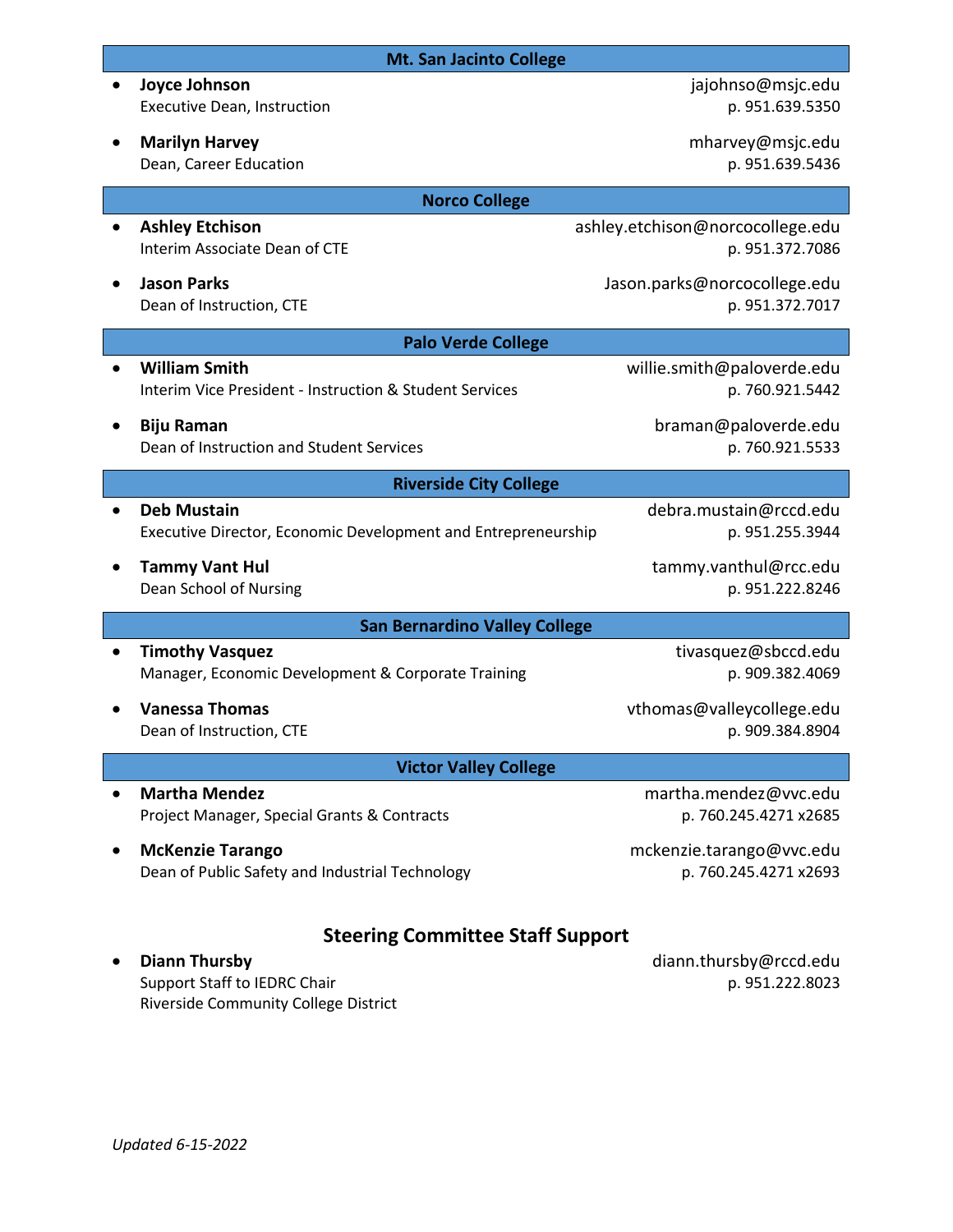## Mt. San Jacinto College

- **Joyce Johnson** jajohnso@msjc.edu
  Executive Dean, Instruction p. 951.639.5350

- **Marilyn Harvey** mharvey@msjc.edu
  Dean, Career Education p. 951.639.5436

## Norco College

- **Ashley Etchison** ashley.etchison@norcocollege.edu
  Interim Associate Dean of CTE p. 951.372.7086

- **Jason Parks** Jason.parks@norcocollege.edu
  Dean of Instruction, CTE p. 951.372.7017

## Palo Verde College

- **William Smith** willie.smith@paloverde.edu
  Interim Vice President - Instruction & Student Services p. 760.921.5442

- **Biju Raman** braman@paloverde.edu
  Dean of Instruction and Student Services p. 760.921.5533

## Riverside City College

- **Deb Mustain** debra.mustain@rccd.edu
  Executive Director, Economic Development and Entrepreneurship p. 951.255.3944

- **Tammy Vant Hul** tammy.vanthul@rcc.edu
  Dean School of Nursing p. 951.222.8246

## San Bernardino Valley College

- **Timothy Vasquez** tivasquez@sbccd.edu
  Manager, Economic Development & Corporate Training p. 909.382.4069

- **Vanessa Thomas** vthomas@valleycollege.edu
  Dean of Instruction, CTE p. 909.384.8904

## Victor Valley College

- **Martha Mendez** martha.mendez@vvc.edu
  Project Manager, Special Grants & Contracts p. 760.245.4271 x2685

- **McKenzie Tarango** mckenzie.tarango@vvc.edu
  Dean of Public Safety and Industrial Technology p. 760.245.4271 x2693

## Steering Committee Staff Support

- **Diann Thursby** diann.thursby@rccd.edu
  Support Staff to IEDRC Chair p. 951.222.8023
  Riverside Community College District

*Updated 6-15-2022*